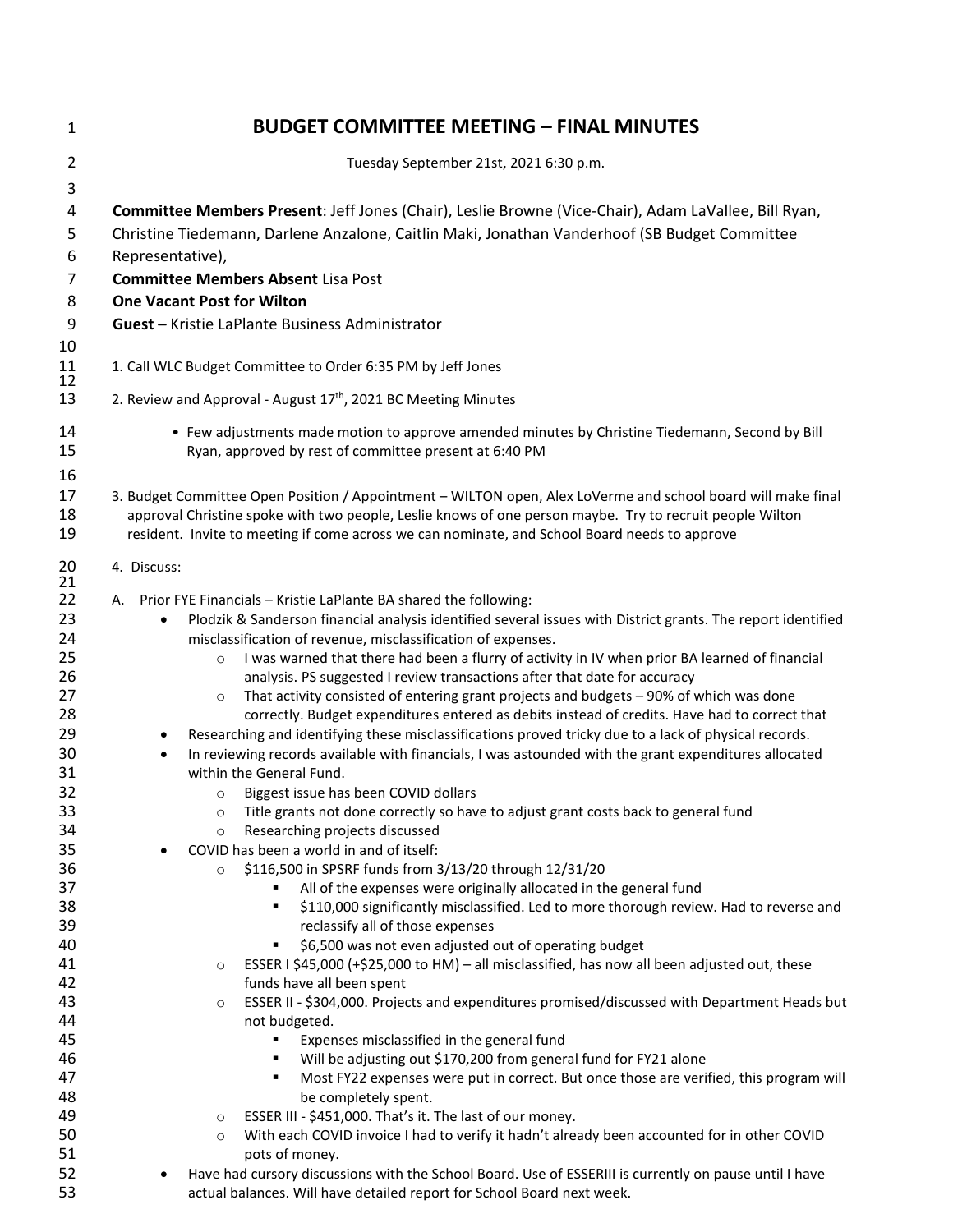# BUDGET COMMITTEE MEETING – FINAL MINUTES

Tuesday September 21st, 2021 6:30 p.m.

**Committee Members Present**: Jeff Jones (Chair), Leslie Browne (Vice-Chair), Adam LaVallee, Bill Ryan, Christine Tiedemann, Darlene Anzalone, Caitlin Maki, Jonathan Vanderhoof (SB Budget Committee Representative),

**Committee Members Absent** Lisa Post

**One Vacant Post for Wilton**

**Guest –** Kristie LaPlante Business Administrator

1. Call WLC Budget Committee to Order 6:35 PM by Jeff Jones

2. Review and Approval - August 17th, 2021 BC Meeting Minutes

   - Few adjustments made motion to approve amended minutes by Christine Tiedemann, Second by Bill Ryan, approved by rest of committee present at 6:40 PM

3. Budget Committee Open Position / Appointment – WILTON open, Alex LoVerme and school board will make final approval Christine spoke with two people, Leslie knows of one person maybe. Try to recruit people Wilton resident. Invite to meeting if come across we can nominate, and School Board needs to approve

4. Discuss:

A. Prior FYE Financials – Kristie LaPlante BA shared the following:

- Plodzik & Sanderson financial analysis identified several issues with District grants. The report identified misclassification of revenue, misclassification of expenses.
  - I was warned that there had been a flurry of activity in IV when prior BA learned of financial analysis. PS suggested I review transactions after that date for accuracy
  - That activity consisted of entering grant projects and budgets – 90% of which was done correctly. Budget expenditures entered as debits instead of credits. Have had to correct that
- Researching and identifying these misclassifications proved tricky due to a lack of physical records.
- In reviewing records available with financials, I was astounded with the grant expenditures allocated within the General Fund.
  - Biggest issue has been COVID dollars
  - Title grants not done correctly so have to adjust grant costs back to general fund
  - Researching projects discussed
- COVID has been a world in and of itself:
  - $116,500 in SPSRF funds from 3/13/20 through 12/31/20
    - All of the expenses were originally allocated in the general fund
    - $110,000 significantly misclassified. Led to more thorough review. Had to reverse and reclassify all of those expenses
    - $6,500 was not even adjusted out of operating budget
  - ESSER I $45,000 (+$25,000 to HM) – all misclassified, has now all been adjusted out, these funds have all been spent
  - ESSER II - $304,000. Projects and expenditures promised/discussed with Department Heads but not budgeted.
    - Expenses misclassified in the general fund
    - Will be adjusting out $170,200 from general fund for FY21 alone
    - Most FY22 expenses were put in correct. But once those are verified, this program will be completely spent.
  - ESSER III - $451,000. That's it. The last of our money.
  - With each COVID invoice I had to verify it hadn't already been accounted for in other COVID pots of money.
- Have had cursory discussions with the School Board. Use of ESSERIII is currently on pause until I have actual balances. Will have detailed report for School Board next week.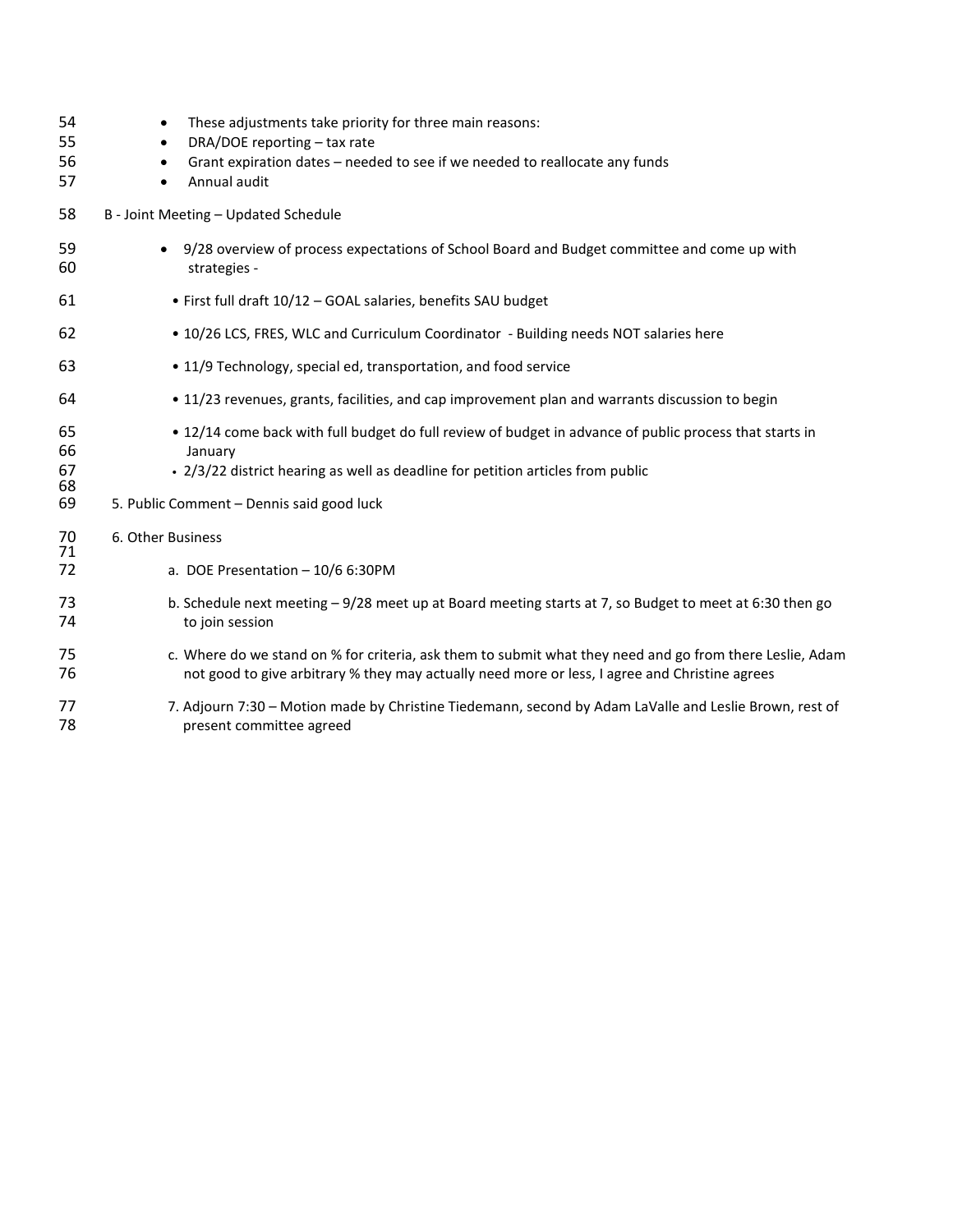- These adjustments take priority for three main reasons:
- DRA/DOE reporting – tax rate
- Grant expiration dates – needed to see if we needed to reallocate any funds
- Annual audit

B - Joint Meeting – Updated Schedule

- 9/28 overview of process expectations of School Board and Budget committee and come up with strategies -
- First full draft 10/12 – GOAL salaries, benefits SAU budget
- 10/26 LCS, FRES, WLC and Curriculum Coordinator - Building needs NOT salaries here
- 11/9 Technology, special ed, transportation, and food service
- 11/23 revenues, grants, facilities, and cap improvement plan and warrants discussion to begin
- 12/14 come back with full budget do full review of budget in advance of public process that starts in January
- 2/3/22 district hearing as well as deadline for petition articles from public

5. Public Comment – Dennis said good luck

6. Other Business

a. DOE Presentation – 10/6 6:30PM

b. Schedule next meeting – 9/28 meet up at Board meeting starts at 7, so Budget to meet at 6:30 then go to join session

c. Where do we stand on % for criteria, ask them to submit what they need and go from there Leslie, Adam not good to give arbitrary % they may actually need more or less, I agree and Christine agrees

7. Adjourn 7:30 – Motion made by Christine Tiedemann, second by Adam LaValle and Leslie Brown, rest of present committee agreed